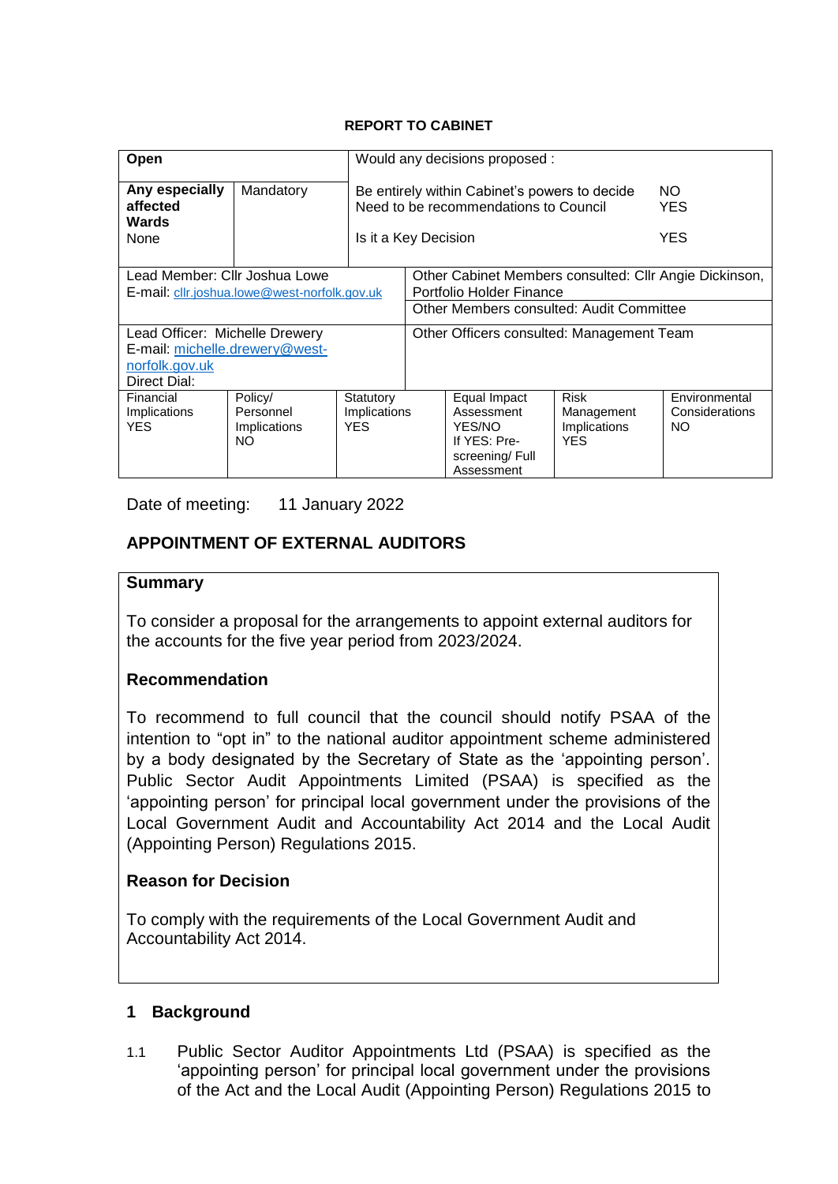**REPORT TO CABINET**

| Open | | Would any decisions proposed : | |
|---|---|---|---|
| **Any especially affected Wards** None | Mandatory | Be entirely within Cabinet's powers to decide<br>Need to be recommendations to Council<br><br>Is it a Key Decision | NO<br>YES<br><br>YES |

| | |
|---|---|
| Lead Member: Cllr Joshua Lowe<br>E-mail: cllr.joshua.lowe@west-norfolk.gov.uk | Other Cabinet Members consulted: Cllr Angie Dickinson, Portfolio Holder Finance<br>Other Members consulted: Audit Committee |
| Lead Officer: Michelle Drewery<br>E-mail: michelle.drewery@west-norfolk.gov.uk<br>Direct Dial: | Other Officers consulted: Management Team |

| Financial Implications | Policy/ Personnel Implications | Statutory Implications | Equal Impact Assessment | Risk Management Implications | Environmental Considerations |
|---|---|---|---|---|---|
| YES | NO | YES | YES/NO<br>If YES: Pre-screening/ Full Assessment | YES | NO |

Date of meeting: 11 January 2022

## APPOINTMENT OF EXTERNAL AUDITORS

### Summary

To consider a proposal for the arrangements to appoint external auditors for the accounts for the five year period from 2023/2024.

### Recommendation

To recommend to full council that the council should notify PSAA of the intention to "opt in" to the national auditor appointment scheme administered by a body designated by the Secretary of State as the 'appointing person'. Public Sector Audit Appointments Limited (PSAA) is specified as the 'appointing person' for principal local government under the provisions of the Local Government Audit and Accountability Act 2014 and the Local Audit (Appointing Person) Regulations 2015.

### Reason for Decision

To comply with the requirements of the Local Government Audit and Accountability Act 2014.

## 1 Background

1.1 Public Sector Auditor Appointments Ltd (PSAA) is specified as the 'appointing person' for principal local government under the provisions of the Act and the Local Audit (Appointing Person) Regulations 2015 to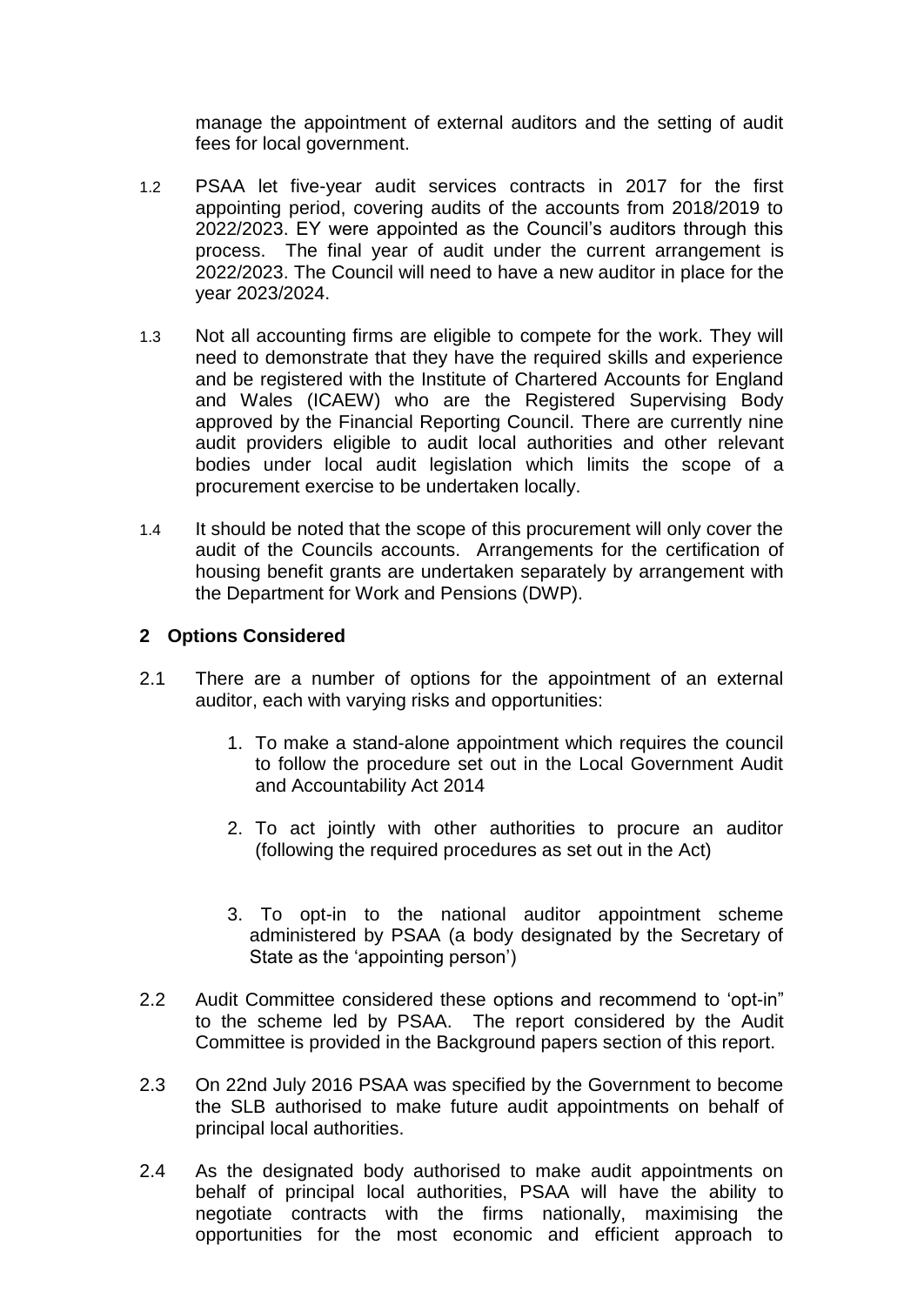manage the appointment of external auditors and the setting of audit fees for local government.

1.2 PSAA let five-year audit services contracts in 2017 for the first appointing period, covering audits of the accounts from 2018/2019 to 2022/2023. EY were appointed as the Council's auditors through this process. The final year of audit under the current arrangement is 2022/2023. The Council will need to have a new auditor in place for the year 2023/2024.

1.3 Not all accounting firms are eligible to compete for the work. They will need to demonstrate that they have the required skills and experience and be registered with the Institute of Chartered Accounts for England and Wales (ICAEW) who are the Registered Supervising Body approved by the Financial Reporting Council. There are currently nine audit providers eligible to audit local authorities and other relevant bodies under local audit legislation which limits the scope of a procurement exercise to be undertaken locally.

1.4 It should be noted that the scope of this procurement will only cover the audit of the Councils accounts. Arrangements for the certification of housing benefit grants are undertaken separately by arrangement with the Department for Work and Pensions (DWP).

## 2 Options Considered

2.1 There are a number of options for the appointment of an external auditor, each with varying risks and opportunities:

1. To make a stand-alone appointment which requires the council to follow the procedure set out in the Local Government Audit and Accountability Act 2014
2. To act jointly with other authorities to procure an auditor (following the required procedures as set out in the Act)
3. To opt-in to the national auditor appointment scheme administered by PSAA (a body designated by the Secretary of State as the 'appointing person')

2.2 Audit Committee considered these options and recommend to 'opt-in" to the scheme led by PSAA. The report considered by the Audit Committee is provided in the Background papers section of this report.

2.3 On 22nd July 2016 PSAA was specified by the Government to become the SLB authorised to make future audit appointments on behalf of principal local authorities.

2.4 As the designated body authorised to make audit appointments on behalf of principal local authorities, PSAA will have the ability to negotiate contracts with the firms nationally, maximising the opportunities for the most economic and efficient approach to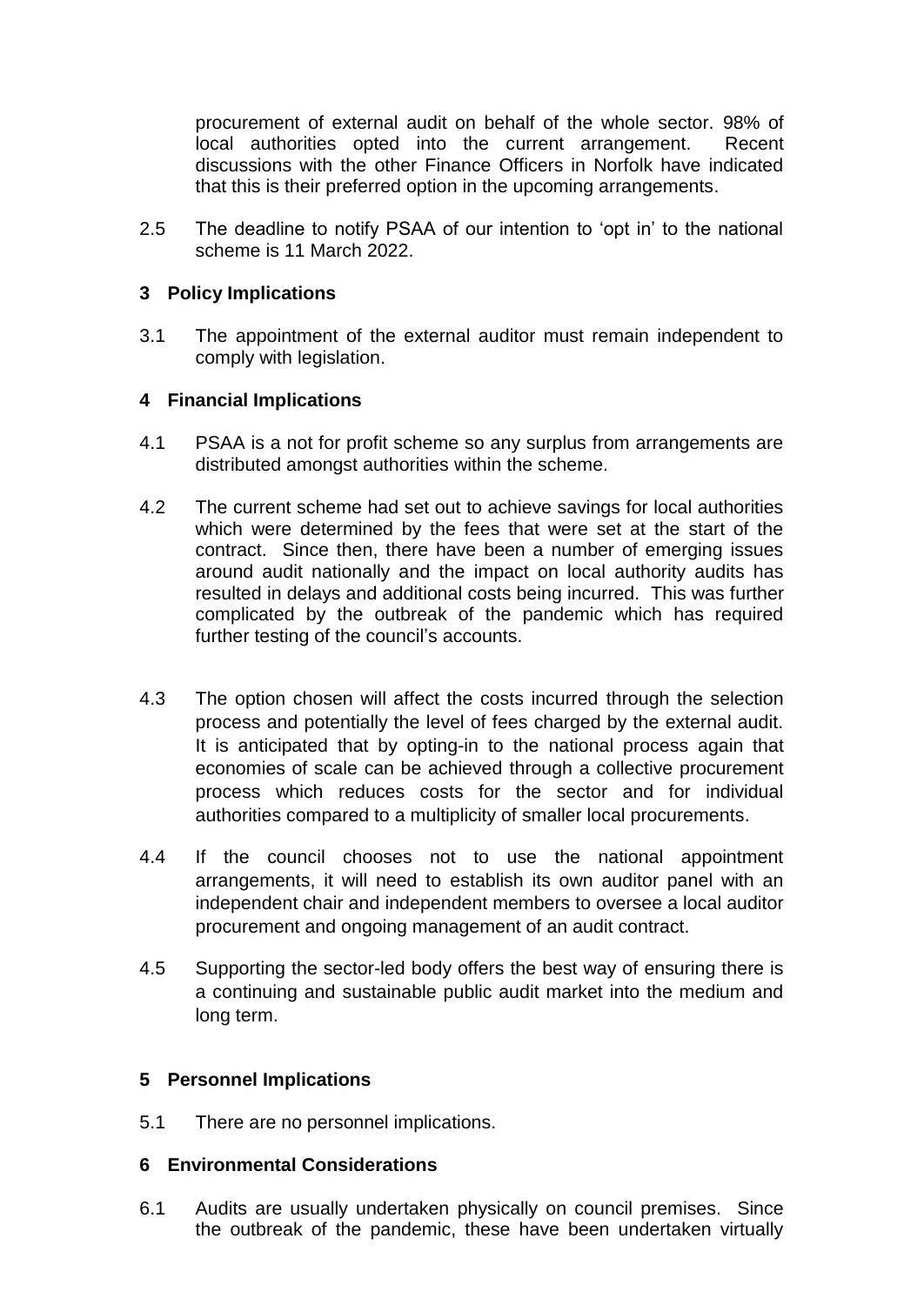procurement of external audit on behalf of the whole sector. 98% of local authorities opted into the current arrangement. Recent discussions with the other Finance Officers in Norfolk have indicated that this is their preferred option in the upcoming arrangements.

2.5 The deadline to notify PSAA of our intention to 'opt in' to the national scheme is 11 March 2022.

## 3 Policy Implications

3.1 The appointment of the external auditor must remain independent to comply with legislation.

## 4 Financial Implications

4.1 PSAA is a not for profit scheme so any surplus from arrangements are distributed amongst authorities within the scheme.

4.2 The current scheme had set out to achieve savings for local authorities which were determined by the fees that were set at the start of the contract. Since then, there have been a number of emerging issues around audit nationally and the impact on local authority audits has resulted in delays and additional costs being incurred. This was further complicated by the outbreak of the pandemic which has required further testing of the council's accounts.

4.3 The option chosen will affect the costs incurred through the selection process and potentially the level of fees charged by the external audit. It is anticipated that by opting-in to the national process again that economies of scale can be achieved through a collective procurement process which reduces costs for the sector and for individual authorities compared to a multiplicity of smaller local procurements.

4.4 If the council chooses not to use the national appointment arrangements, it will need to establish its own auditor panel with an independent chair and independent members to oversee a local auditor procurement and ongoing management of an audit contract.

4.5 Supporting the sector-led body offers the best way of ensuring there is a continuing and sustainable public audit market into the medium and long term.

## 5 Personnel Implications

5.1 There are no personnel implications.

## 6 Environmental Considerations

6.1 Audits are usually undertaken physically on council premises. Since the outbreak of the pandemic, these have been undertaken virtually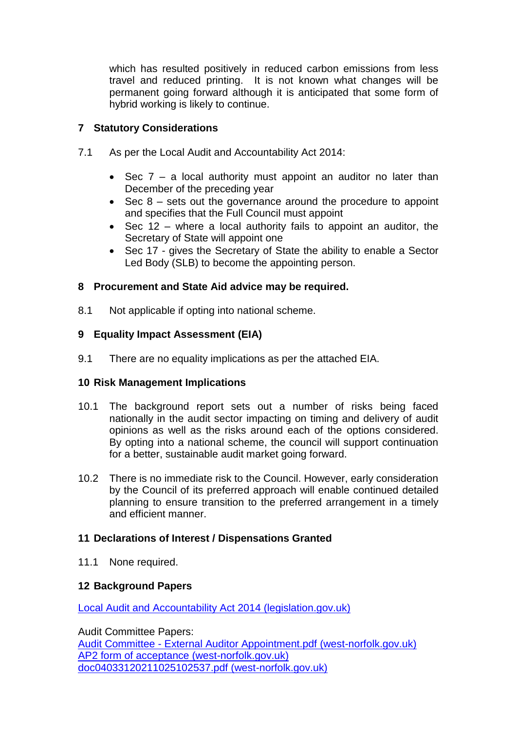which has resulted positively in reduced carbon emissions from less travel and reduced printing. It is not known what changes will be permanent going forward although it is anticipated that some form of hybrid working is likely to continue.

## 7 Statutory Considerations

7.1 As per the Local Audit and Accountability Act 2014:

- Sec 7 – a local authority must appoint an auditor no later than December of the preceding year
- Sec 8 – sets out the governance around the procedure to appoint and specifies that the Full Council must appoint
- Sec 12 – where a local authority fails to appoint an auditor, the Secretary of State will appoint one
- Sec 17 - gives the Secretary of State the ability to enable a Sector Led Body (SLB) to become the appointing person.

## 8 Procurement and State Aid advice may be required.

8.1 Not applicable if opting into national scheme.

## 9 Equality Impact Assessment (EIA)

9.1 There are no equality implications as per the attached EIA.

## 10 Risk Management Implications

10.1 The background report sets out a number of risks being faced nationally in the audit sector impacting on timing and delivery of audit opinions as well as the risks around each of the options considered. By opting into a national scheme, the council will support continuation for a better, sustainable audit market going forward.

10.2 There is no immediate risk to the Council. However, early consideration by the Council of its preferred approach will enable continued detailed planning to ensure transition to the preferred arrangement in a timely and efficient manner.

## 11 Declarations of Interest / Dispensations Granted

11.1 None required.

## 12 Background Papers

Local Audit and Accountability Act 2014 (legislation.gov.uk)

Audit Committee Papers:
Audit Committee - External Auditor Appointment.pdf (west-norfolk.gov.uk)
AP2 form of acceptance (west-norfolk.gov.uk)
doc04033120211025102537.pdf (west-norfolk.gov.uk)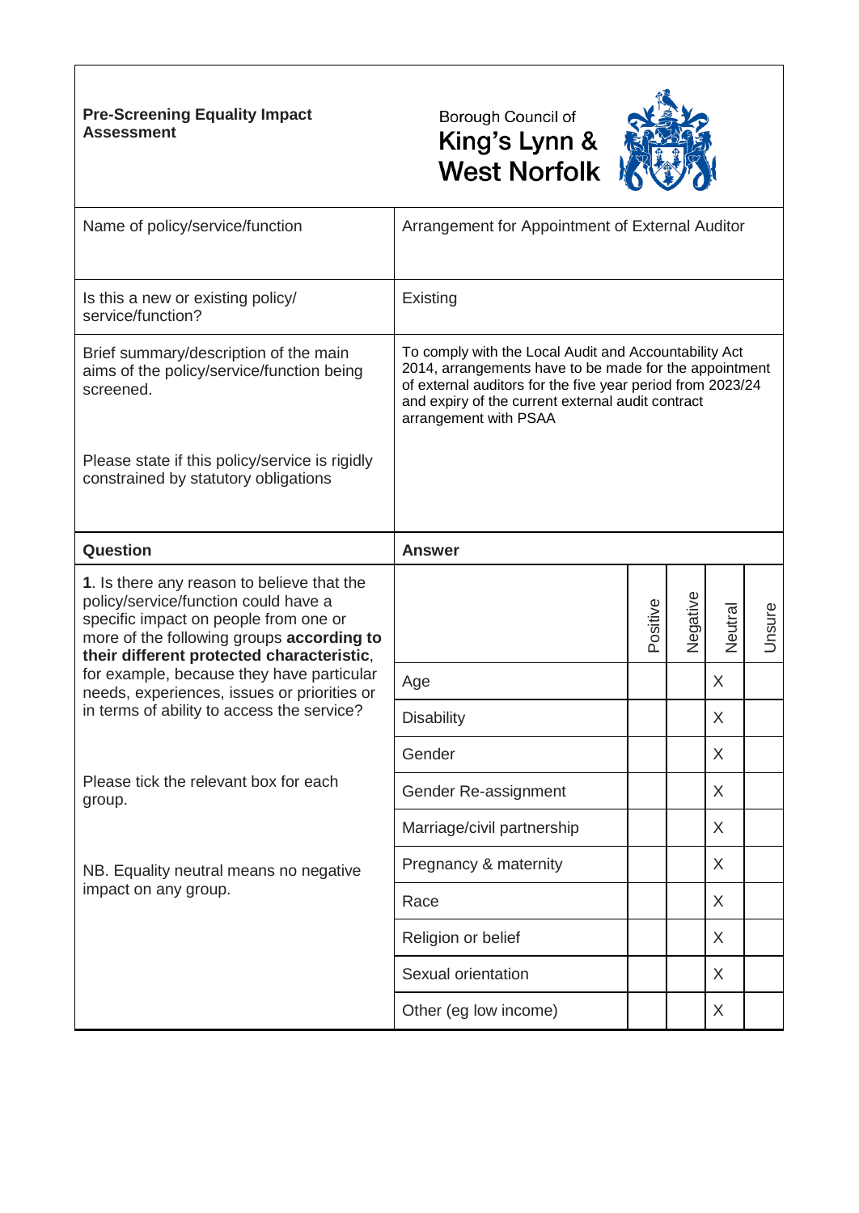**Pre-Screening Equality Impact Assessment**

Borough Council of King's Lynn & West Norfolk

| | |
|---|---|
| Name of policy/service/function | Arrangement for Appointment of External Auditor |
| Is this a new or existing policy/ service/function? | Existing |
| Brief summary/description of the main aims of the policy/service/function being screened.<br><br>Please state if this policy/service is rigidly constrained by statutory obligations | To comply with the Local Audit and Accountability Act 2014, arrangements have to be made for the appointment of external auditors for the five year period from 2023/24 and expiry of the current external audit contract arrangement with PSAA |

| Question | Answer | Positive | Negative | Neutral | Unsure |
|---|---|---|---|---|---|
| 1. Is there any reason to believe that the policy/service/function could have a specific impact on people from one or more of the following groups **according to their different protected characteristic**, for example, because they have particular needs, experiences, issues or priorities or in terms of ability to access the service?<br><br>Please tick the relevant box for each group.<br><br>NB. Equality neutral means no negative impact on any group. | Age | | | X | |
| | Disability | | | X | |
| | Gender | | | X | |
| | Gender Re-assignment | | | X | |
| | Marriage/civil partnership | | | X | |
| | Pregnancy & maternity | | | X | |
| | Race | | | X | |
| | Religion or belief | | | X | |
| | Sexual orientation | | | X | |
| | Other (eg low income) | | | X | |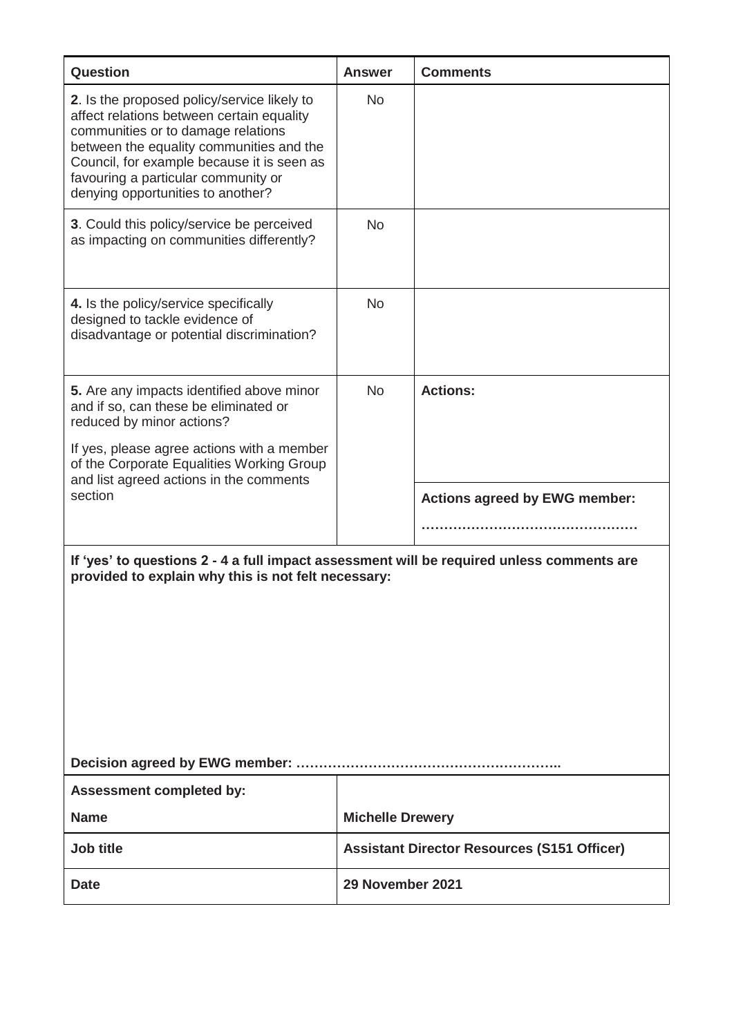| Question | Answer | Comments |
|---|---|---|
| **2**. Is the proposed policy/service likely to affect relations between certain equality communities or to damage relations between the equality communities and the Council, for example because it is seen as favouring a particular community or denying opportunities to another? | No | |
| **3**. Could this policy/service be perceived as impacting on communities differently? | No | |
| **4.** Is the policy/service specifically designed to tackle evidence of disadvantage or potential discrimination? | No | |
| **5.** Are any impacts identified above minor and if so, can these be eliminated or reduced by minor actions?<br><br>If yes, please agree actions with a member of the Corporate Equalities Working Group and list agreed actions in the comments section | No | **Actions:**<br><br>**Actions agreed by EWG member:**<br>………………………………………… |

**If 'yes' to questions 2 - 4 a full impact assessment will be required unless comments are provided to explain why this is not felt necessary:**

**Decision agreed by EWG member: ………………………………………………..**

| Assessment completed by: | |
|---|---|
| **Name** | **Michelle Drewery** |
| **Job title** | **Assistant Director Resources (S151 Officer)** |
| **Date** | **29 November 2021** |